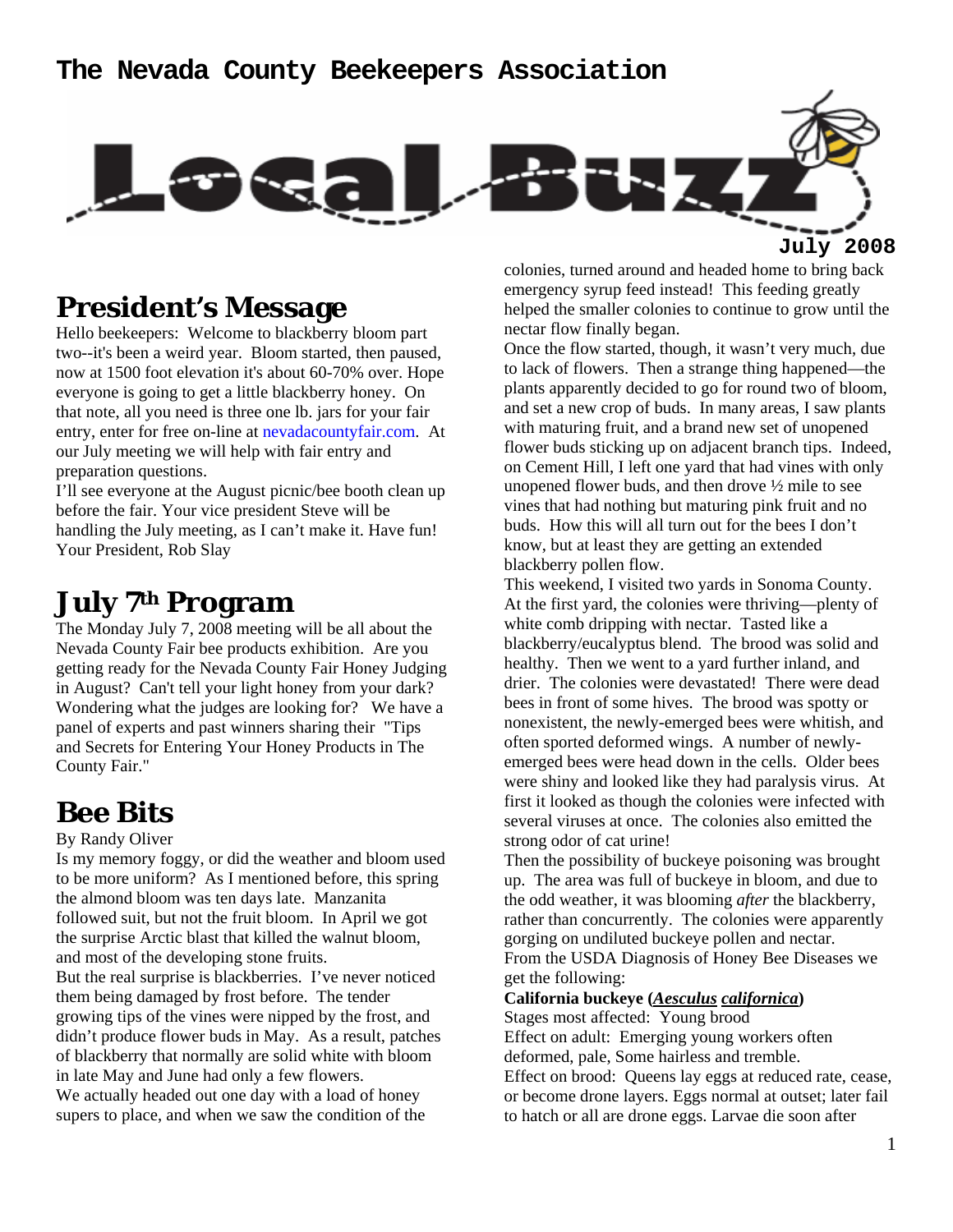# The Nevada County Beekeepers Association

# Local Buzz

**July 2008**

## President's Message

Hello beekeepers: Welcome to blackberry bloom part two--it's been a weird year. Bloom started, then paused, now at 1500 foot elevation it's about 60-70% over. Hope everyone is going to get a little blackberry honey. On that note, all you need is three one lb. jars for your fair entry, enter for free on-line at nevadacountyfair.com. At our July meeting we will help with fair entry and preparation questions.

I'll see everyone at the August picnic/bee booth clean up before the fair. Your vice president Steve will be handling the July meeting, as I can't make it. Have fun!
Your President, Rob Slay

## July 7th Program

The Monday July 7, 2008 meeting will be all about the Nevada County Fair bee products exhibition. Are you getting ready for the Nevada County Fair Honey Judging in August? Can't tell your light honey from your dark? Wondering what the judges are looking for? We have a panel of experts and past winners sharing their "Tips and Secrets for Entering Your Honey Products in The County Fair."

## Bee Bits

By Randy Oliver

Is my memory foggy, or did the weather and bloom used to be more uniform? As I mentioned before, this spring the almond bloom was ten days late. Manzanita followed suit, but not the fruit bloom. In April we got the surprise Arctic blast that killed the walnut bloom, and most of the developing stone fruits.

But the real surprise is blackberries. I've never noticed them being damaged by frost before. The tender growing tips of the vines were nipped by the frost, and didn't produce flower buds in May. As a result, patches of blackberry that normally are solid white with bloom in late May and June had only a few flowers.

We actually headed out one day with a load of honey supers to place, and when we saw the condition of the colonies, turned around and headed home to bring back emergency syrup feed instead! This feeding greatly helped the smaller colonies to continue to grow until the nectar flow finally began.

Once the flow started, though, it wasn't very much, due to lack of flowers. Then a strange thing happened—the plants apparently decided to go for round two of bloom, and set a new crop of buds. In many areas, I saw plants with maturing fruit, and a brand new set of unopened flower buds sticking up on adjacent branch tips. Indeed, on Cement Hill, I left one yard that had vines with only unopened flower buds, and then drove ½ mile to see vines that had nothing but maturing pink fruit and no buds. How this will all turn out for the bees I don't know, but at least they are getting an extended blackberry pollen flow.

This weekend, I visited two yards in Sonoma County. At the first yard, the colonies were thriving—plenty of white comb dripping with nectar. Tasted like a blackberry/eucalyptus blend. The brood was solid and healthy. Then we went to a yard further inland, and drier. The colonies were devastated! There were dead bees in front of some hives. The brood was spotty or nonexistent, the newly-emerged bees were whitish, and often sported deformed wings. A number of newly-emerged bees were head down in the cells. Older bees were shiny and looked like they had paralysis virus. At first it looked as though the colonies were infected with several viruses at once. The colonies also emitted the strong odor of cat urine!

Then the possibility of buckeye poisoning was brought up. The area was full of buckeye in bloom, and due to the odd weather, it was blooming *after* the blackberry, rather than concurrently. The colonies were apparently gorging on undiluted buckeye pollen and nectar.

From the USDA Diagnosis of Honey Bee Diseases we get the following:

**California buckeye (*Aesculus californica*)**
Stages most affected: Young brood
Effect on adult: Emerging young workers often deformed, pale, Some hairless and tremble.
Effect on brood: Queens lay eggs at reduced rate, cease, or become drone layers. Eggs normal at outset; later fail to hatch or all are drone eggs. Larvae die soon after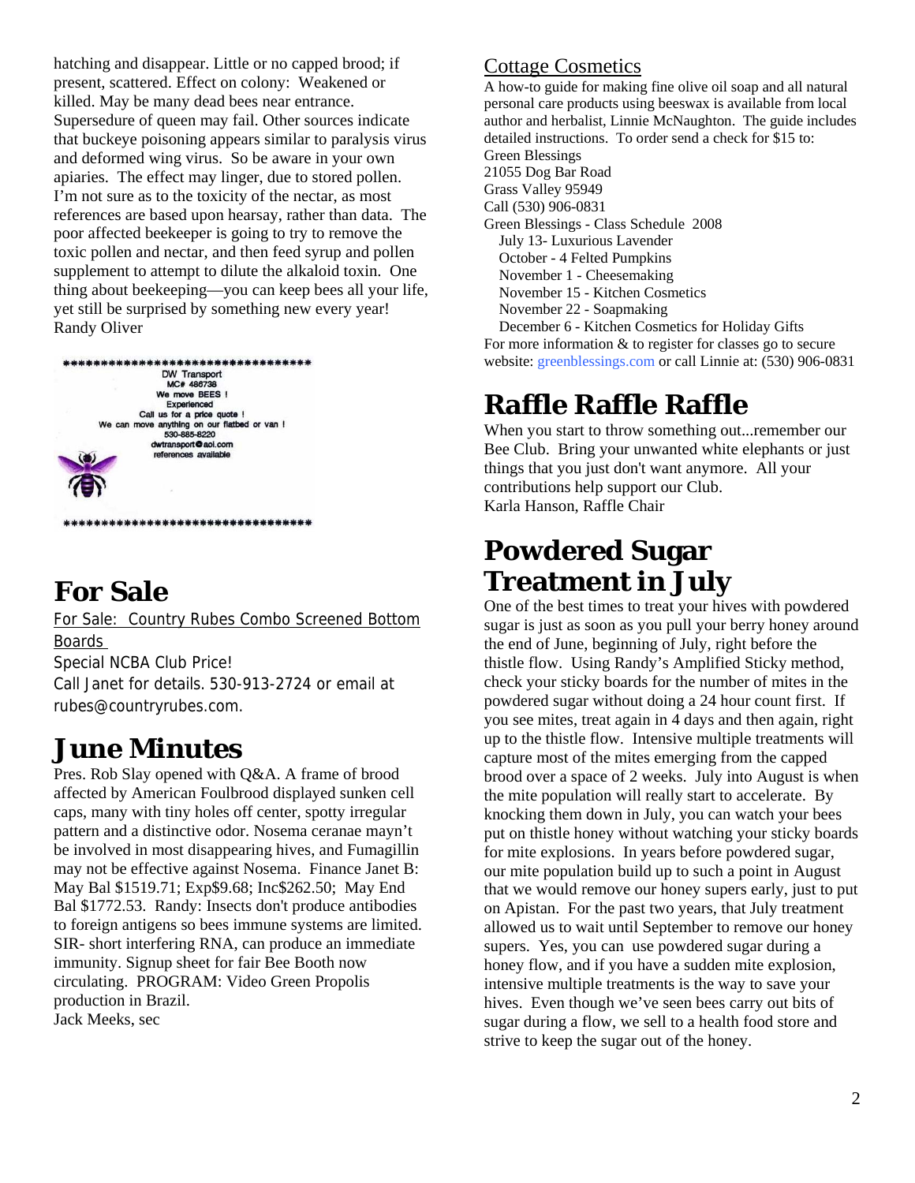hatching and disappear. Little or no capped brood; if present, scattered. Effect on colony: Weakened or killed. May be many dead bees near entrance. Supersedure of queen may fail. Other sources indicate that buckeye poisoning appears similar to paralysis virus and deformed wing virus. So be aware in your own apiaries. The effect may linger, due to stored pollen. I'm not sure as to the toxicity of the nectar, as most references are based upon hearsay, rather than data. The poor affected beekeeper is going to try to remove the toxic pollen and nectar, and then feed syrup and pollen supplement to attempt to dilute the alkaloid toxin. One thing about beekeeping—you can keep bees all your life, yet still be surprised by something new every year!
Randy Oliver

**********************************

DW Transport
MC# 486738
We move BEES !
Experienced
Call us for a price quote !
We can move anything on our flatbed or van !
530-885-8220
dwtransport@aol.com
references available

**********************************

# For Sale

For Sale: Country Rubes Combo Screened Bottom Boards
Special NCBA Club Price!
Call Janet for details. 530-913-2724 or email at rubes@countryrubes.com.

# June Minutes

Pres. Rob Slay opened with Q&A. A frame of brood affected by American Foulbrood displayed sunken cell caps, many with tiny holes off center, spotty irregular pattern and a distinctive odor. Nosema ceranae mayn't be involved in most disappearing hives, and Fumagillin may not be effective against Nosema. Finance Janet B: May Bal $1519.71; Exp$9.68; Inc$262.50; May End Bal $1772.53. Randy: Insects don't produce antibodies to foreign antigens so bees immune systems are limited. SIR- short interfering RNA, can produce an immediate immunity. Signup sheet for fair Bee Booth now circulating. PROGRAM: Video Green Propolis production in Brazil.
Jack Meeks, sec

## Cottage Cosmetics

A how-to guide for making fine olive oil soap and all natural personal care products using beeswax is available from local author and herbalist, Linnie McNaughton. The guide includes detailed instructions. To order send a check for $15 to:
Green Blessings
21055 Dog Bar Road
Grass Valley 95949
Call (530) 906-0831
Green Blessings - Class Schedule 2008
- July 13- Luxurious Lavender
- October - 4 Felted Pumpkins
- November 1 - Cheesemaking
- November 15 - Kitchen Cosmetics
- November 22 - Soapmaking
- December 6 - Kitchen Cosmetics for Holiday Gifts

For more information & to register for classes go to secure website: greenblessings.com or call Linnie at: (530) 906-0831

# Raffle Raffle Raffle

When you start to throw something out...remember our Bee Club. Bring your unwanted white elephants or just things that you just don't want anymore. All your contributions help support our Club.
Karla Hanson, Raffle Chair

# Powdered Sugar Treatment in July

One of the best times to treat your hives with powdered sugar is just as soon as you pull your berry honey around the end of June, beginning of July, right before the thistle flow. Using Randy's Amplified Sticky method, check your sticky boards for the number of mites in the powdered sugar without doing a 24 hour count first. If you see mites, treat again in 4 days and then again, right up to the thistle flow. Intensive multiple treatments will capture most of the mites emerging from the capped brood over a space of 2 weeks. July into August is when the mite population will really start to accelerate. By knocking them down in July, you can watch your bees put on thistle honey without watching your sticky boards for mite explosions. In years before powdered sugar, our mite population build up to such a point in August that we would remove our honey supers early, just to put on Apistan. For the past two years, that July treatment allowed us to wait until September to remove our honey supers. Yes, you can use powdered sugar during a honey flow, and if you have a sudden mite explosion, intensive multiple treatments is the way to save your hives. Even though we've seen bees carry out bits of sugar during a flow, we sell to a health food store and strive to keep the sugar out of the honey.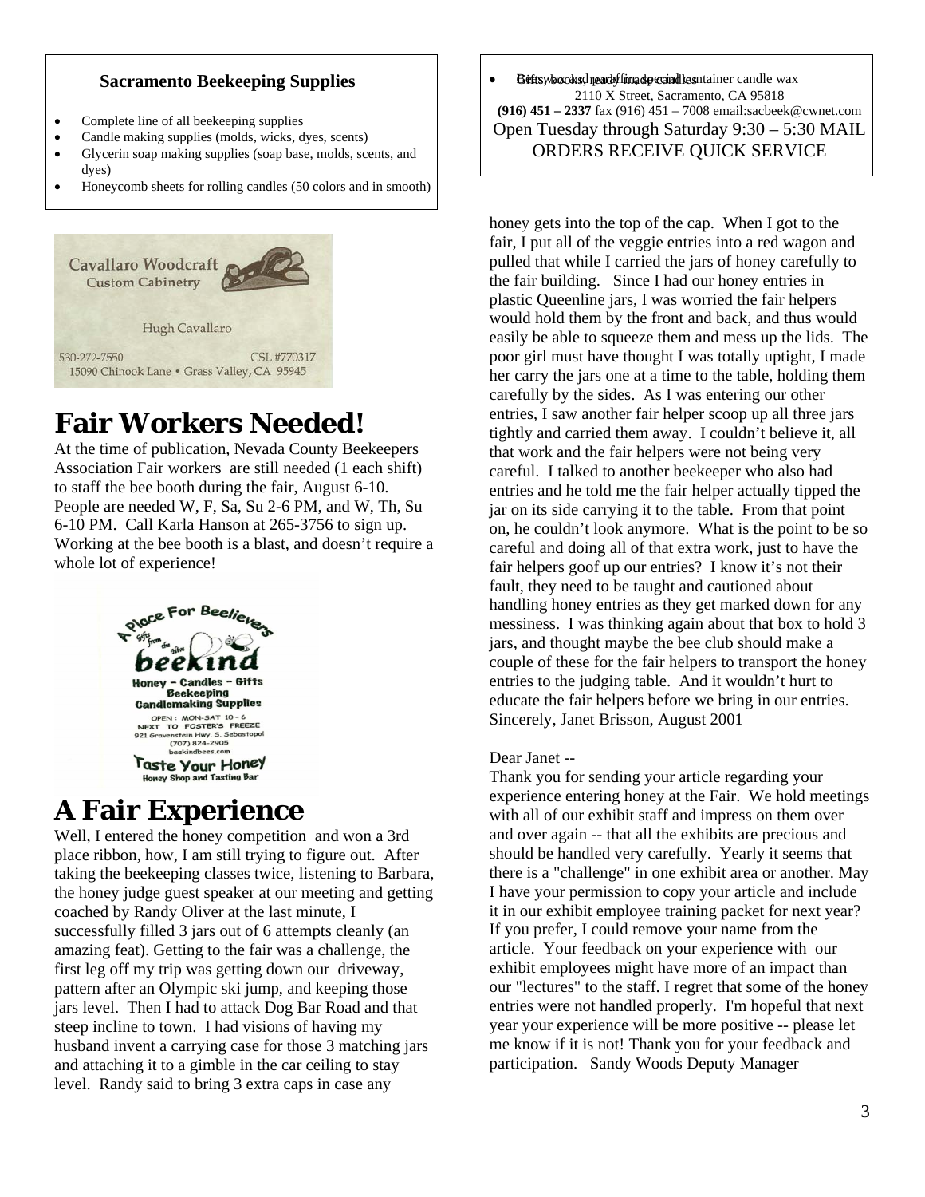**Sacramento Beekeeping Supplies**

- Complete line of all beekeeping supplies
- Candle making supplies (molds, wicks, dyes, scents)
- Glycerin soap making supplies (soap base, molds, scents, and dyes)
- Honeycomb sheets for rolling candles (50 colors and in smooth)
- Gifts, books, ready made candles. Beeswax and paraffin, special container candle wax

2110 X Street, Sacramento, CA 95818
**(916) 451 – 2337** fax (916) 451 – 7008 email:sacbeek@cwnet.com
Open Tuesday through Saturday 9:30 – 5:30 MAIL ORDERS RECEIVE QUICK SERVICE

Cavallaro Woodcraft
Custom Cabinetry
Hugh Cavallaro
530-272-7550 CSL #770317
15090 Chinook Lane • Grass Valley, CA 95945

# Fair Workers Needed!

At the time of publication, Nevada County Beekeepers Association Fair workers are still needed (1 each shift) to staff the bee booth during the fair, August 6-10. People are needed W, F, Sa, Su 2-6 PM, and W, Th, Su 6-10 PM. Call Karla Hanson at 265-3756 to sign up. Working at the bee booth is a blast, and doesn't require a whole lot of experience!

A Place For Beelievers
Gifts from the Hive
beekind
Honey – Candles – Gifts
Beekeeping
Candlemaking Supplies
OPEN : MON-SAT 10 - 6
NEXT TO FOSTER'S FREEZE
921 Gravenstein Hwy. S. Sebastopol
(707) 824-2905
beekindbees.com
Taste Your Honey
Honey Shop and Tasting Bar

# A Fair Experience

Well, I entered the honey competition and won a 3rd place ribbon, how, I am still trying to figure out. After taking the beekeeping classes twice, listening to Barbara, the honey judge guest speaker at our meeting and getting coached by Randy Oliver at the last minute, I successfully filled 3 jars out of 6 attempts cleanly (an amazing feat). Getting to the fair was a challenge, the first leg off my trip was getting down our driveway, pattern after an Olympic ski jump, and keeping those jars level. Then I had to attack Dog Bar Road and that steep incline to town. I had visions of having my husband invent a carrying case for those 3 matching jars and attaching it to a gimble in the car ceiling to stay level. Randy said to bring 3 extra caps in case any honey gets into the top of the cap. When I got to the fair, I put all of the veggie entries into a red wagon and pulled that while I carried the jars of honey carefully to the fair building. Since I had our honey entries in plastic Queenline jars, I was worried the fair helpers would hold them by the front and back, and thus would easily be able to squeeze them and mess up the lids. The poor girl must have thought I was totally uptight, I made her carry the jars one at a time to the table, holding them carefully by the sides. As I was entering our other entries, I saw another fair helper scoop up all three jars tightly and carried them away. I couldn't believe it, all that work and the fair helpers were not being very careful. I talked to another beekeeper who also had entries and he told me the fair helper actually tipped the jar on its side carrying it to the table. From that point on, he couldn't look anymore. What is the point to be so careful and doing all of that extra work, just to have the fair helpers goof up our entries? I know it's not their fault, they need to be taught and cautioned about handling honey entries as they get marked down for any messiness. I was thinking again about that box to hold 3 jars, and thought maybe the bee club should make a couple of these for the fair helpers to transport the honey entries to the judging table. And it wouldn't hurt to educate the fair helpers before we bring in our entries. Sincerely, Janet Brisson, August 2001

Dear Janet --

Thank you for sending your article regarding your experience entering honey at the Fair. We hold meetings with all of our exhibit staff and impress on them over and over again -- that all the exhibits are precious and should be handled very carefully. Yearly it seems that there is a "challenge" in one exhibit area or another. May I have your permission to copy your article and include it in our exhibit employee training packet for next year? If you prefer, I could remove your name from the article. Your feedback on your experience with our exhibit employees might have more of an impact than our "lectures" to the staff. I regret that some of the honey entries were not handled properly. I'm hopeful that next year your experience will be more positive -- please let me know if it is not! Thank you for your feedback and participation. Sandy Woods Deputy Manager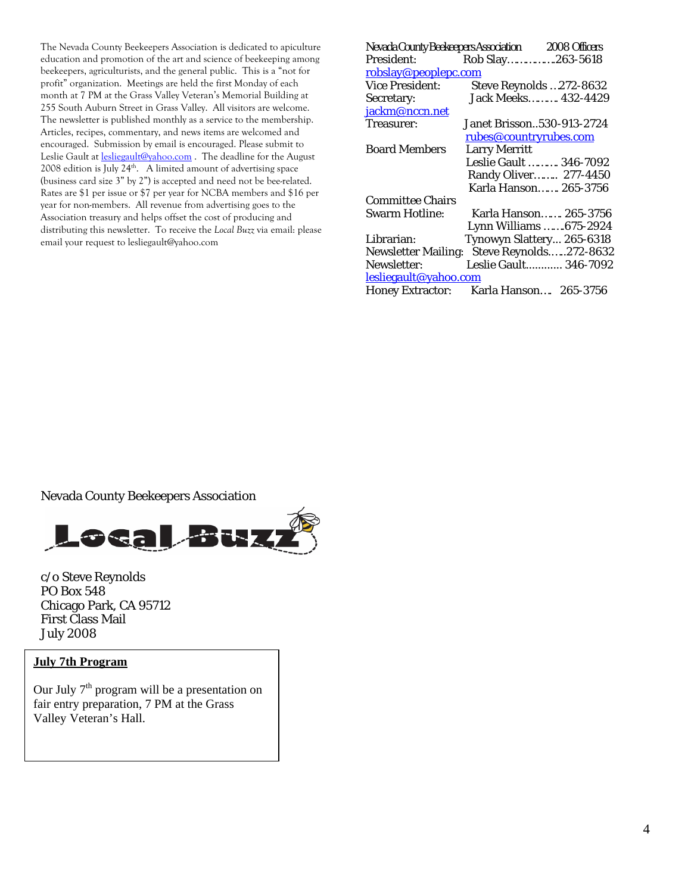The Nevada County Beekeepers Association is dedicated to apiculture education and promotion of the art and science of beekeeping among beekeepers, agriculturists, and the general public. This is a "not for profit" organization. Meetings are held the first Monday of each month at 7 PM at the Grass Valley Veteran's Memorial Building at 255 South Auburn Street in Grass Valley. All visitors are welcome. The newsletter is published monthly as a service to the membership. Articles, recipes, commentary, and news items are welcomed and encouraged. Submission by email is encouraged. Please submit to Leslie Gault at lesliegault@yahoo.com . The deadline for the August 2008 edition is July 24th. A limited amount of advertising space (business card size 3" by 2") is accepted and need not be bee-related. Rates are $1 per issue or $7 per year for NCBA members and $16 per year for non-members. All revenue from advertising goes to the Association treasury and helps offset the cost of producing and distributing this newsletter. To receive the *Local Buzz* via email: please email your request to lesliegault@yahoo.com

**Nevada County Beekeepers Association 2008 Officers**

President: Rob Slay…………..263-5618
robslay@peoplepc.com
Vice President: Steve Reynolds …272-8632
Secretary: Jack Meeks……… 432-4429
jackm@nccn.net
Treasurer: Janet Brisson..530-913-2724
rubes@countryrubes.com
Board Members Larry Merritt
Leslie Gault ……… 346-7092
Randy Oliver……. 277-4450
Karla Hanson…… 265-3756

Committee Chairs
Swarm Hotline: Karla Hanson…… 265-3756
Lynn Williams ……675-2924
Librarian: Tynowyn Slattery… 265-6318
Newsletter Mailing: Steve Reynolds…..272-8632
Newsletter: Leslie Gault............ 346-7092
lesliegault@yahoo.com
Honey Extractor: Karla Hanson…. 265-3756

Nevada County Beekeepers Association

Local Buzz

c/o Steve Reynolds
PO Box 548
Chicago Park, CA 95712
First Class Mail
July 2008

**July 7th Program**

Our July 7th program will be a presentation on fair entry preparation, 7 PM at the Grass Valley Veteran's Hall.